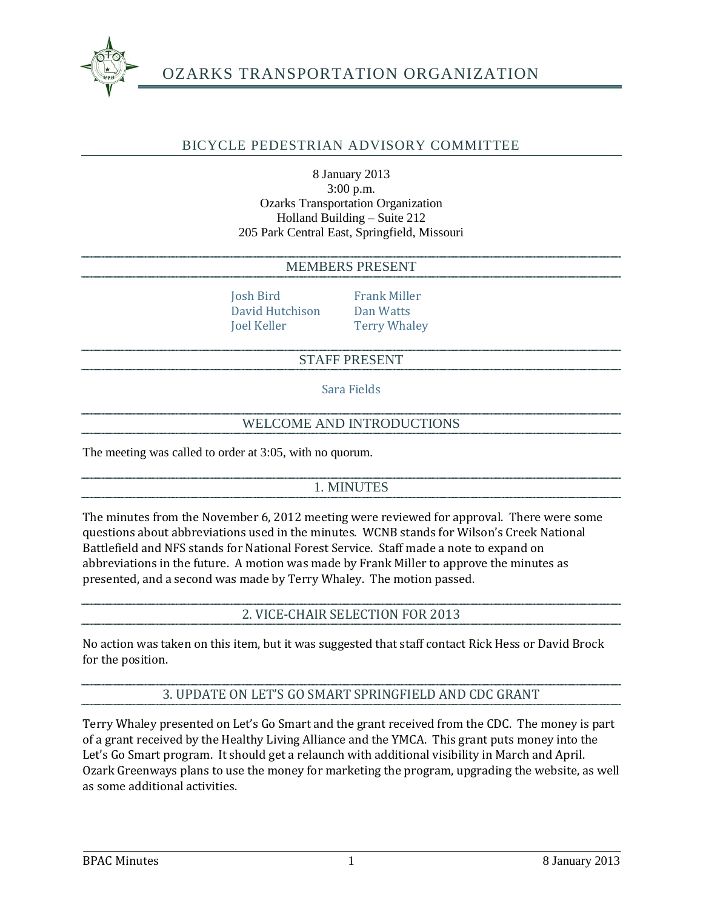# OZARKS TRANSPORTATION ORGANIZATION

## BICYCLE PEDESTRIAN ADVISORY COMMITTEE

8 January 2013
3:00 p.m.
Ozarks Transportation Organization
Holland Building – Suite 212
205 Park Central East, Springfield, Missouri

### MEMBERS PRESENT

Josh Bird
David Hutchison
Joel Keller
Frank Miller
Dan Watts
Terry Whaley

### STAFF PRESENT

Sara Fields

### WELCOME AND INTRODUCTIONS

The meeting was called to order at 3:05, with no quorum.

### 1. MINUTES

The minutes from the November 6, 2012 meeting were reviewed for approval. There were some questions about abbreviations used in the minutes. WCNB stands for Wilson's Creek National Battlefield and NFS stands for National Forest Service. Staff made a note to expand on abbreviations in the future. A motion was made by Frank Miller to approve the minutes as presented, and a second was made by Terry Whaley. The motion passed.

### 2. VICE-CHAIR SELECTION FOR 2013

No action was taken on this item, but it was suggested that staff contact Rick Hess or David Brock for the position.

### 3. UPDATE ON LET'S GO SMART SPRINGFIELD AND CDC GRANT

Terry Whaley presented on Let's Go Smart and the grant received from the CDC. The money is part of a grant received by the Healthy Living Alliance and the YMCA. This grant puts money into the Let's Go Smart program. It should get a relaunch with additional visibility in March and April. Ozark Greenways plans to use the money for marketing the program, upgrading the website, as well as some additional activities.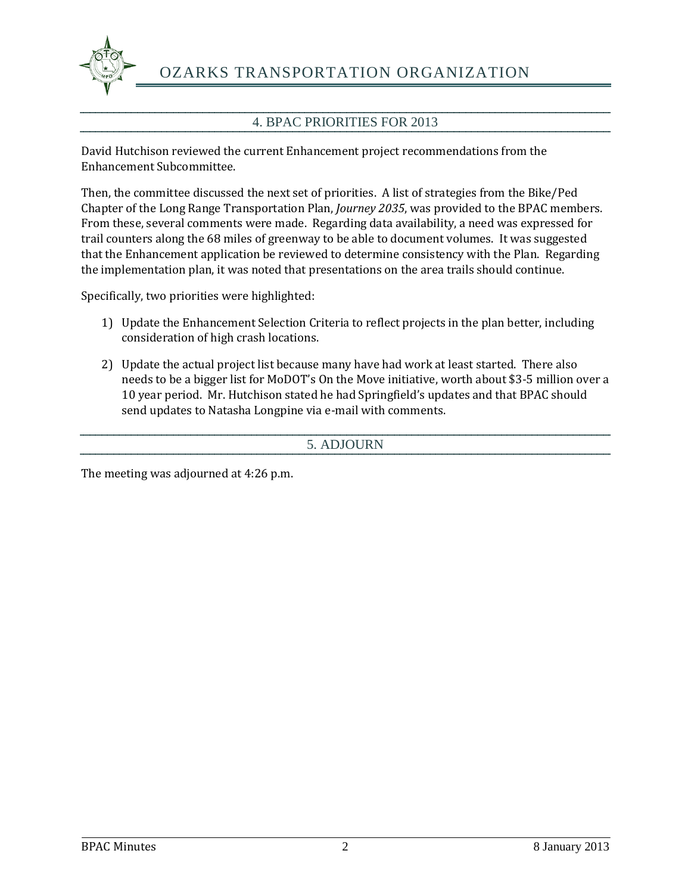## 4. BPAC PRIORITIES FOR 2013

David Hutchison reviewed the current Enhancement project recommendations from the Enhancement Subcommittee.

Then, the committee discussed the next set of priorities. A list of strategies from the Bike/Ped Chapter of the Long Range Transportation Plan, *Journey 2035*, was provided to the BPAC members. From these, several comments were made. Regarding data availability, a need was expressed for trail counters along the 68 miles of greenway to be able to document volumes. It was suggested that the Enhancement application be reviewed to determine consistency with the Plan. Regarding the implementation plan, it was noted that presentations on the area trails should continue.

Specifically, two priorities were highlighted:

1) Update the Enhancement Selection Criteria to reflect projects in the plan better, including consideration of high crash locations.
2) Update the actual project list because many have had work at least started. There also needs to be a bigger list for MoDOT's On the Move initiative, worth about $3-5 million over a 10 year period. Mr. Hutchison stated he had Springfield's updates and that BPAC should send updates to Natasha Longpine via e-mail with comments.

## 5. ADJOURN

The meeting was adjourned at 4:26 p.m.